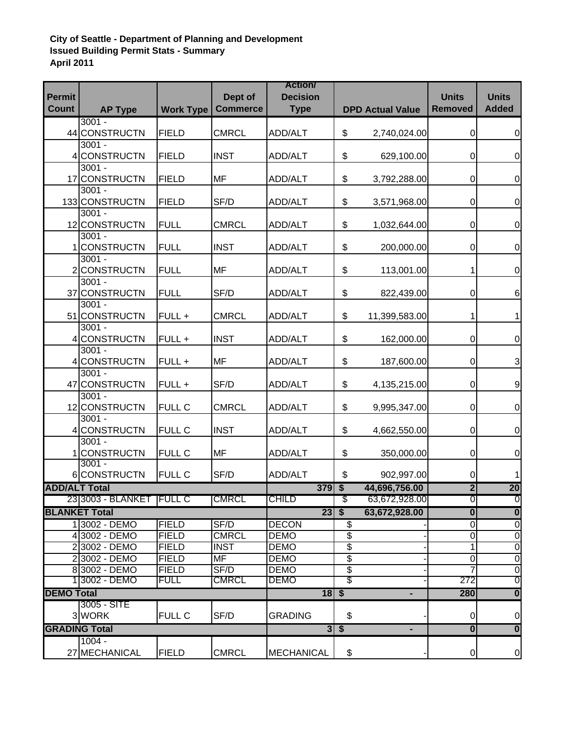**City of Seattle - Department of Planning and Development**
**Issued Building Permit Stats - Summary**
**April 2011**

| Permit Count | AP Type | Work Type | Dept of Commerce | Action/ Decision Type | DPD Actual Value | Units Removed | Units Added |
|---|---|---|---|---|---|---|---|
| 44 | 3001 - CONSTRUCTN | FIELD | CMRCL | ADD/ALT | $ 2,740,024.00 | 0 | 0 |
| 4 | 3001 - CONSTRUCTN | FIELD | INST | ADD/ALT | $ 629,100.00 | 0 | 0 |
| 17 | 3001 - CONSTRUCTN | FIELD | MF | ADD/ALT | $ 3,792,288.00 | 0 | 0 |
| 133 | 3001 - CONSTRUCTN | FIELD | SF/D | ADD/ALT | $ 3,571,968.00 | 0 | 0 |
| 12 | 3001 - CONSTRUCTN | FULL | CMRCL | ADD/ALT | $ 1,032,644.00 | 0 | 0 |
| 1 | 3001 - CONSTRUCTN | FULL | INST | ADD/ALT | $ 200,000.00 | 0 | 0 |
| 2 | 3001 - CONSTRUCTN | FULL | MF | ADD/ALT | $ 113,001.00 | 1 | 0 |
| 37 | 3001 - CONSTRUCTN | FULL | SF/D | ADD/ALT | $ 822,439.00 | 0 | 6 |
| 51 | 3001 - CONSTRUCTN | FULL + | CMRCL | ADD/ALT | $ 11,399,583.00 | 1 | 1 |
| 4 | 3001 - CONSTRUCTN | FULL + | INST | ADD/ALT | $ 162,000.00 | 0 | 0 |
| 4 | 3001 - CONSTRUCTN | FULL + | MF | ADD/ALT | $ 187,600.00 | 0 | 3 |
| 47 | 3001 - CONSTRUCTN | FULL + | SF/D | ADD/ALT | $ 4,135,215.00 | 0 | 9 |
| 12 | 3001 - CONSTRUCTN | FULL C | CMRCL | ADD/ALT | $ 9,995,347.00 | 0 | 0 |
| 4 | 3001 - CONSTRUCTN | FULL C | INST | ADD/ALT | $ 4,662,550.00 | 0 | 0 |
| 1 | 3001 - CONSTRUCTN | FULL C | MF | ADD/ALT | $ 350,000.00 | 0 | 0 |
| 6 | 3001 - CONSTRUCTN | FULL C | SF/D | ADD/ALT | $ 902,997.00 | 0 | 1 |
| **ADD/ALT Total** | | | | **379** | **$ 44,696,756.00** | **2** | **20** |
| 23 | 3003 - BLANKET | FULL C | CMRCL | CHILD | $ 63,672,928.00 | 0 | 0 |
| **BLANKET Total** | | | | **23** | **$ 63,672,928.00** | **0** | **0** |
| 1 | 3002 - DEMO | FIELD | SF/D | DECON | $ - | 0 | 0 |
| 4 | 3002 - DEMO | FIELD | CMRCL | DEMO | $ - | 0 | 0 |
| 2 | 3002 - DEMO | FIELD | INST | DEMO | $ - | 1 | 0 |
| 2 | 3002 - DEMO | FIELD | MF | DEMO | $ - | 0 | 0 |
| 8 | 3002 - DEMO | FIELD | SF/D | DEMO | $ - | 7 | 0 |
| 1 | 3002 - DEMO | FULL | CMRCL | DEMO | $ - | 272 | 0 |
| **DEMO Total** | | | | **18** | **$ -** | **280** | **0** |
| 3 | 3005 - SITE WORK | FULL C | SF/D | GRADING | $ - | 0 | 0 |
| **GRADING Total** | | | | **3** | **$ -** | **0** | **0** |
| 27 | 1004 - MECHANICAL | FIELD | CMRCL | MECHANICAL | $ - | 0 | 0 |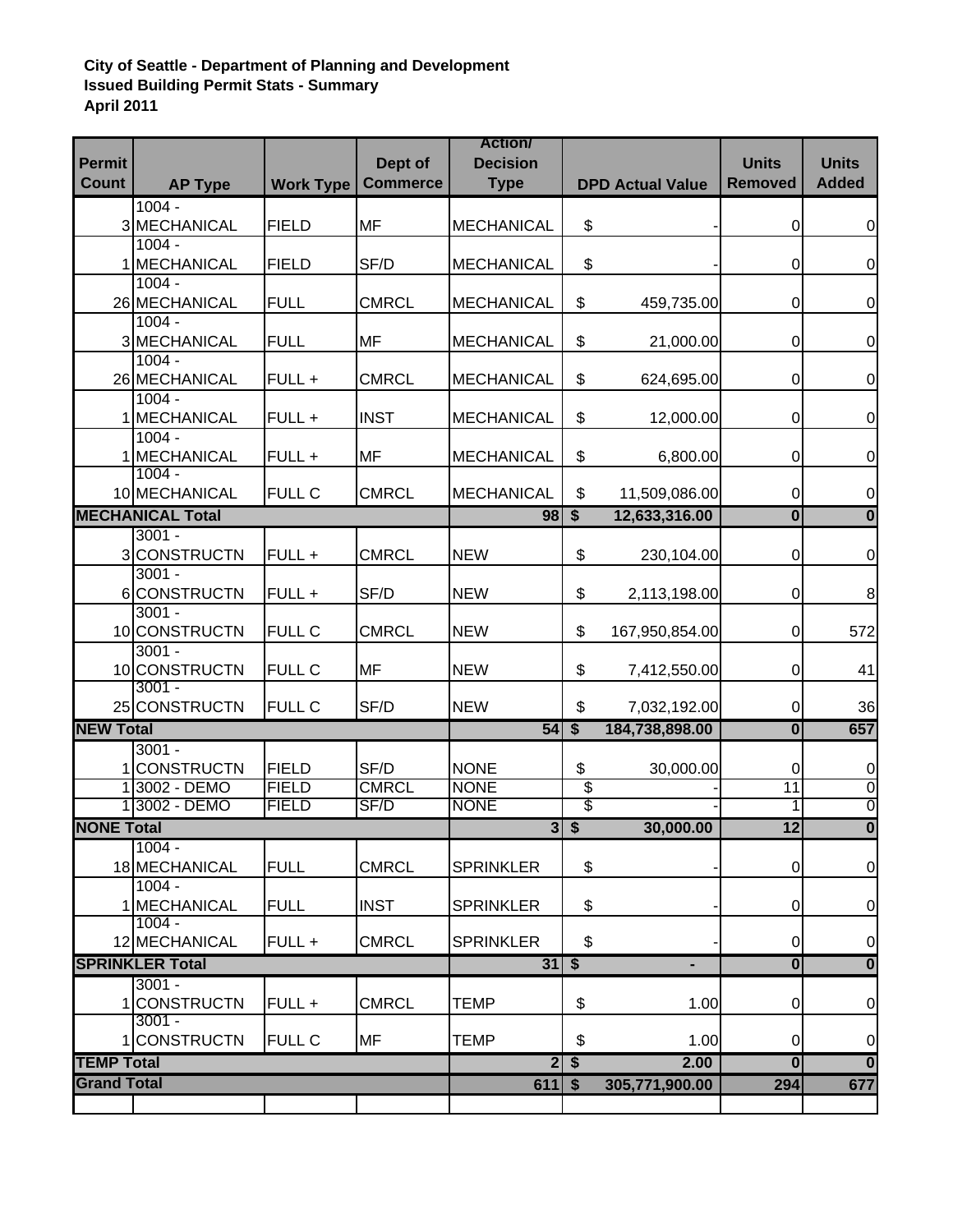**City of Seattle - Department of Planning and Development**
**Issued Building Permit Stats - Summary**
**April 2011**

| Permit Count | AP Type | Work Type | Dept of Commerce | Action/ Decision Type | DPD Actual Value | Units Removed | Units Added |
|---|---|---|---|---|---|---|---|
| 3 | 1004 - MECHANICAL | FIELD | MF | MECHANICAL | $ - | 0 | 0 |
| 1 | 1004 - MECHANICAL | FIELD | SF/D | MECHANICAL | $ - | 0 | 0 |
| 26 | 1004 - MECHANICAL | FULL | CMRCL | MECHANICAL | $ 459,735.00 | 0 | 0 |
| 3 | 1004 - MECHANICAL | FULL | MF | MECHANICAL | $ 21,000.00 | 0 | 0 |
| 26 | 1004 - MECHANICAL | FULL + | CMRCL | MECHANICAL | $ 624,695.00 | 0 | 0 |
| 1 | 1004 - MECHANICAL | FULL + | INST | MECHANICAL | $ 12,000.00 | 0 | 0 |
| 1 | 1004 - MECHANICAL | FULL + | MF | MECHANICAL | $ 6,800.00 | 0 | 0 |
| 10 | 1004 - MECHANICAL | FULL C | CMRCL | MECHANICAL | $ 11,509,086.00 | 0 | 0 |
| **MECHANICAL Total** | | | | **98** | **$ 12,633,316.00** | **0** | **0** |
| 3 | 3001 - CONSTRUCTN | FULL + | CMRCL | NEW | $ 230,104.00 | 0 | 0 |
| 6 | 3001 - CONSTRUCTN | FULL + | SF/D | NEW | $ 2,113,198.00 | 0 | 8 |
| 10 | 3001 - CONSTRUCTN | FULL C | CMRCL | NEW | $ 167,950,854.00 | 0 | 572 |
| 10 | 3001 - CONSTRUCTN | FULL C | MF | NEW | $ 7,412,550.00 | 0 | 41 |
| 25 | 3001 - CONSTRUCTN | FULL C | SF/D | NEW | $ 7,032,192.00 | 0 | 36 |
| **NEW Total** | | | | **54** | **$ 184,738,898.00** | **0** | **657** |
| 1 | 3001 - CONSTRUCTN | FIELD | SF/D | NONE | $ 30,000.00 | 0 | 0 |
| 1 | 3002 - DEMO | FIELD | CMRCL | NONE | $ - | 11 | 0 |
| 1 | 3002 - DEMO | FIELD | SF/D | NONE | $ - | 1 | 0 |
| **NONE Total** | | | | **3** | **$ 30,000.00** | **12** | **0** |
| 18 | 1004 - MECHANICAL | FULL | CMRCL | SPRINKLER | $ - | 0 | 0 |
| 1 | 1004 - MECHANICAL | FULL | INST | SPRINKLER | $ - | 0 | 0 |
| 12 | 1004 - MECHANICAL | FULL + | CMRCL | SPRINKLER | $ - | 0 | 0 |
| **SPRINKLER Total** | | | | **31** | **$ -** | **0** | **0** |
| 1 | 3001 - CONSTRUCTN | FULL + | CMRCL | TEMP | $ 1.00 | 0 | 0 |
| 1 | 3001 - CONSTRUCTN | FULL C | MF | TEMP | $ 1.00 | 0 | 0 |
| **TEMP Total** | | | | **2** | **$ 2.00** | **0** | **0** |
| **Grand Total** | | | | **611** | **$ 305,771,900.00** | **294** | **677** |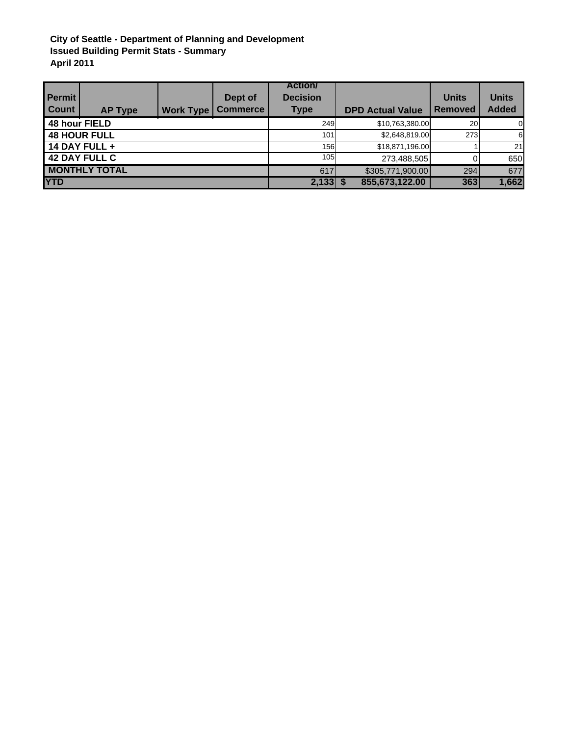**City of Seattle - Department of Planning and Development**
**Issued Building Permit Stats - Summary**
**April 2011**

| Permit Count | AP Type | Work Type | Dept of Commerce | Action/ Decision Type | DPD Actual Value | Units Removed | Units Added |
|---|---|---|---|---|---|---|---|
| 48 hour FIELD | | | | 249 | $10,763,380.00 | 20 | 0 |
| 48 HOUR FULL | | | | 101 | $2,648,819.00 | 273 | 6 |
| 14 DAY FULL + | | | | 156 | $18,871,196.00 | 1 | 21 |
| 42 DAY FULL C | | | | 105 | 273,488,505 | 0 | 650 |
| MONTHLY TOTAL | | | | 617 | $305,771,900.00 | 294 | 677 |
| YTD | | | | 2,133 | $ 855,673,122.00 | 363 | 1,662 |